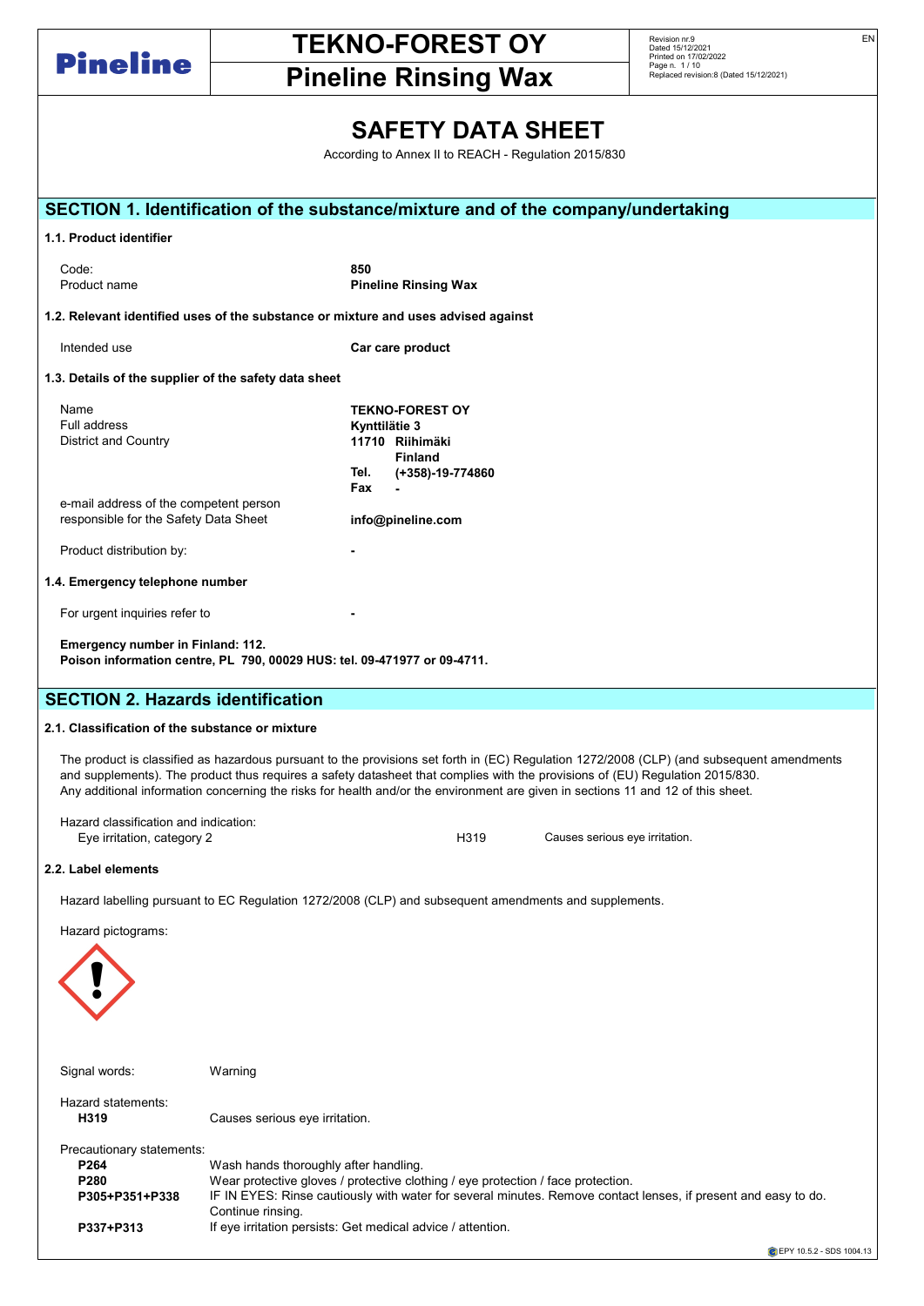# SAFETY DATA SHEET

According to Annex II to REACH - Regulation 2015/830

## SECTION 1. Identification of the substance/mixture and of the company/undertaking

### 1.1. Product identifier

| | |
|---|---|
| Code: | **850** |
| Product name | **Pineline Rinsing Wax** |

### 1.2. Relevant identified uses of the substance or mixture and uses advised against

| | |
|---|---|
| Intended use | **Car care product** |

### 1.3. Details of the supplier of the safety data sheet

| | |
|---|---|
| Name | **TEKNO-FOREST OY** |
| Full address | **Kynttilätie 3** |
| District and Country | **11710 Riihimäki** |
| | **Finland** |
| | **Tel. (+358)-19-774860** |
| | **Fax -** |
| e-mail address of the competent person responsible for the Safety Data Sheet | **info@pineline.com** |
| Product distribution by: | **-** |

### 1.4. Emergency telephone number

| | |
|---|---|
| For urgent inquiries refer to | **-** |

**Emergency number in Finland: 112.**
**Poison information centre, PL 790, 00029 HUS: tel. 09-471977 or 09-4711.**

## SECTION 2. Hazards identification

### 2.1. Classification of the substance or mixture

The product is classified as hazardous pursuant to the provisions set forth in (EC) Regulation 1272/2008 (CLP) (and subsequent amendments and supplements). The product thus requires a safety datasheet that complies with the provisions of (EU) Regulation 2015/830.
Any additional information concerning the risks for health and/or the environment are given in sections 11 and 12 of this sheet.

Hazard classification and indication:

| | | |
|---|---|---|
| Eye irritation, category 2 | H319 | Causes serious eye irritation. |

### 2.2. Label elements

Hazard labelling pursuant to EC Regulation 1272/2008 (CLP) and subsequent amendments and supplements.

Hazard pictograms:

Signal words: Warning

Hazard statements:

| | |
|---|---|
| **H319** | Causes serious eye irritation. |

Precautionary statements:

| | |
|---|---|
| **P264** | Wash hands thoroughly after handling. |
| **P280** | Wear protective gloves / protective clothing / eye protection / face protection. |
| **P305+P351+P338** | IF IN EYES: Rinse cautiously with water for several minutes. Remove contact lenses, if present and easy to do. Continue rinsing. |
| **P337+P313** | If eye irritation persists: Get medical advice / attention. |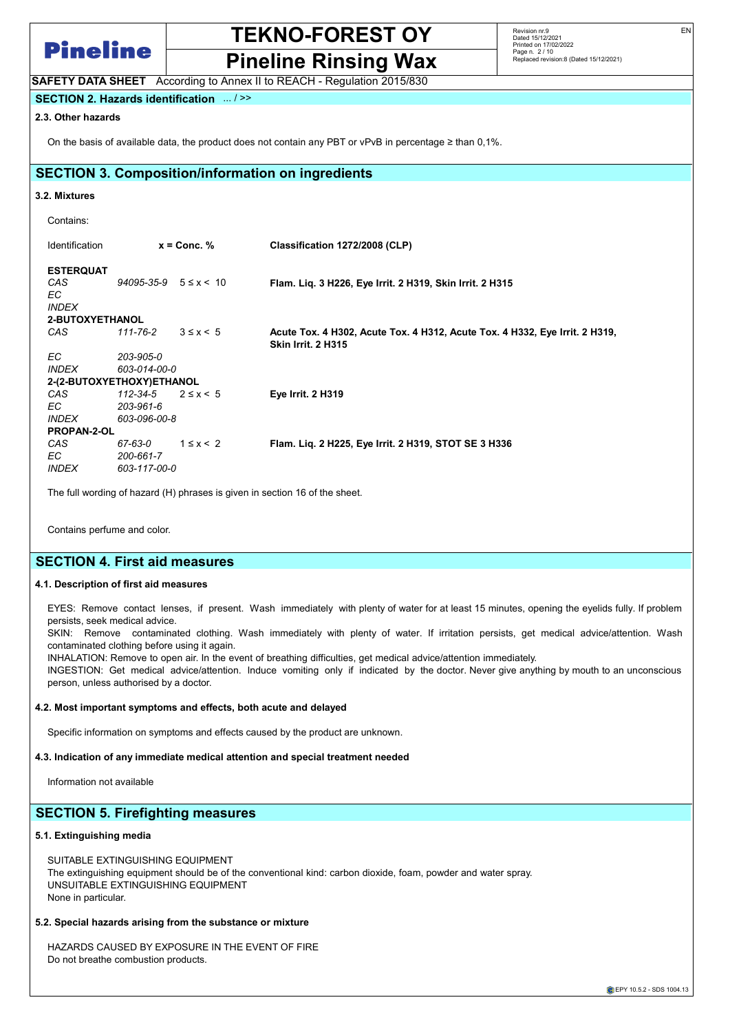**SAFETY DATA SHEET** According to Annex II to REACH - Regulation 2015/830

## SECTION 2. Hazards identification ... / >>

### 2.3. Other hazards

On the basis of available data, the product does not contain any PBT or vPvB in percentage ≥ than 0,1%.

## SECTION 3. Composition/information on ingredients

### 3.2. Mixtures

Contains:

| Identification | | x = Conc. % | Classification 1272/2008 (CLP) |
|---|---|---|---|
| **ESTERQUAT** | | | |
| *CAS* | *94095-35-9* | 5 ≤ x < 10 | **Flam. Liq. 3 H226, Eye Irrit. 2 H319, Skin Irrit. 2 H315** |
| *EC* | | | |
| *INDEX* | | | |
| **2-BUTOXYETHANOL** | | | |
| *CAS* | *111-76-2* | 3 ≤ x < 5 | **Acute Tox. 4 H302, Acute Tox. 4 H312, Acute Tox. 4 H332, Eye Irrit. 2 H319, Skin Irrit. 2 H315** |
| *EC* | *203-905-0* | | |
| *INDEX* | *603-014-00-0* | | |
| **2-(2-BUTOXYETHOXY)ETHANOL** | | | |
| *CAS* | *112-34-5* | 2 ≤ x < 5 | **Eye Irrit. 2 H319** |
| *EC* | *203-961-6* | | |
| *INDEX* | *603-096-00-8* | | |
| **PROPAN-2-OL** | | | |
| *CAS* | *67-63-0* | 1 ≤ x < 2 | **Flam. Liq. 2 H225, Eye Irrit. 2 H319, STOT SE 3 H336** |
| *EC* | *200-661-7* | | |
| *INDEX* | *603-117-00-0* | | |

The full wording of hazard (H) phrases is given in section 16 of the sheet.

Contains perfume and color.

## SECTION 4. First aid measures

### 4.1. Description of first aid measures

EYES: Remove contact lenses, if present. Wash immediately with plenty of water for at least 15 minutes, opening the eyelids fully. If problem persists, seek medical advice.
SKIN: Remove contaminated clothing. Wash immediately with plenty of water. If irritation persists, get medical advice/attention. Wash contaminated clothing before using it again.
INHALATION: Remove to open air. In the event of breathing difficulties, get medical advice/attention immediately.
INGESTION: Get medical advice/attention. Induce vomiting only if indicated by the doctor. Never give anything by mouth to an unconscious person, unless authorised by a doctor.

### 4.2. Most important symptoms and effects, both acute and delayed

Specific information on symptoms and effects caused by the product are unknown.

### 4.3. Indication of any immediate medical attention and special treatment needed

Information not available

## SECTION 5. Firefighting measures

### 5.1. Extinguishing media

SUITABLE EXTINGUISHING EQUIPMENT
The extinguishing equipment should be of the conventional kind: carbon dioxide, foam, powder and water spray.
UNSUITABLE EXTINGUISHING EQUIPMENT
None in particular.

### 5.2. Special hazards arising from the substance or mixture

HAZARDS CAUSED BY EXPOSURE IN THE EVENT OF FIRE
Do not breathe combustion products.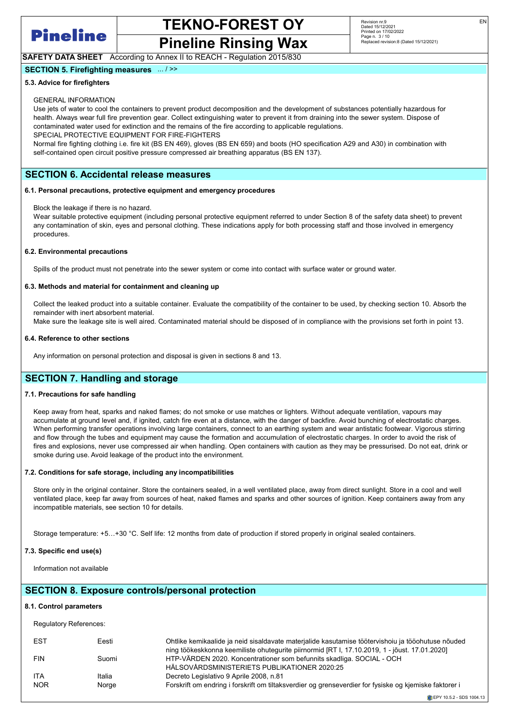## SECTION 5. Firefighting measures ... / >>

### 5.3. Advice for firefighters

GENERAL INFORMATION
Use jets of water to cool the containers to prevent product decomposition and the development of substances potentially hazardous for health. Always wear full fire prevention gear. Collect extinguishing water to prevent it from draining into the sewer system. Dispose of contaminated water used for extinction and the remains of the fire according to applicable regulations.
SPECIAL PROTECTIVE EQUIPMENT FOR FIRE-FIGHTERS
Normal fire fighting clothing i.e. fire kit (BS EN 469), gloves (BS EN 659) and boots (HO specification A29 and A30) in combination with self-contained open circuit positive pressure compressed air breathing apparatus (BS EN 137).

## SECTION 6. Accidental release measures

### 6.1. Personal precautions, protective equipment and emergency procedures

Block the leakage if there is no hazard.
Wear suitable protective equipment (including personal protective equipment referred to under Section 8 of the safety data sheet) to prevent any contamination of skin, eyes and personal clothing. These indications apply for both processing staff and those involved in emergency procedures.

### 6.2. Environmental precautions

Spills of the product must not penetrate into the sewer system or come into contact with surface water or ground water.

### 6.3. Methods and material for containment and cleaning up

Collect the leaked product into a suitable container. Evaluate the compatibility of the container to be used, by checking section 10. Absorb the remainder with inert absorbent material.
Make sure the leakage site is well aired. Contaminated material should be disposed of in compliance with the provisions set forth in point 13.

### 6.4. Reference to other sections

Any information on personal protection and disposal is given in sections 8 and 13.

## SECTION 7. Handling and storage

### 7.1. Precautions for safe handling

Keep away from heat, sparks and naked flames; do not smoke or use matches or lighters. Without adequate ventilation, vapours may accumulate at ground level and, if ignited, catch fire even at a distance, with the danger of backfire. Avoid bunching of electrostatic charges. When performing transfer operations involving large containers, connect to an earthing system and wear antistatic footwear. Vigorous stirring and flow through the tubes and equipment may cause the formation and accumulation of electrostatic charges. In order to avoid the risk of fires and explosions, never use compressed air when handling. Open containers with caution as they may be pressurised. Do not eat, drink or smoke during use. Avoid leakage of the product into the environment.

### 7.2. Conditions for safe storage, including any incompatibilities

Store only in the original container. Store the containers sealed, in a well ventilated place, away from direct sunlight. Store in a cool and well ventilated place, keep far away from sources of heat, naked flames and sparks and other sources of ignition. Keep containers away from any incompatible materials, see section 10 for details.

Storage temperature: +5…+30 °C. Self life: 12 months from date of production if stored properly in original sealed containers.

### 7.3. Specific end use(s)

Information not available

## SECTION 8. Exposure controls/personal protection

### 8.1. Control parameters

Regulatory References:

| | | |
|---|---|---|
| EST | Eesti | Ohtlike kemikaalide ja neid sisaldavate materjalide kasutamise töötervishoiu ja tööohutuse nõuded ning töökeskkonna keemiliste ohutegurite piirnormid [RT I, 17.10.2019, 1 - jõust. 17.01.2020] |
| FIN | Suomi | HTP-VÄRDEN 2020. Koncentrationer som befunnits skadliga. SOCIAL - OCH HÄLSOVÅRDSMINISTERIETS PUBLIKATIONER 2020:25 |
| ITA | Italia | Decreto Legislativo 9 Aprile 2008, n.81 |
| NOR | Norge | Forskrift om endring i forskrift om tiltaksverdier og grenseverdier for fysiske og kjemiske faktorer i |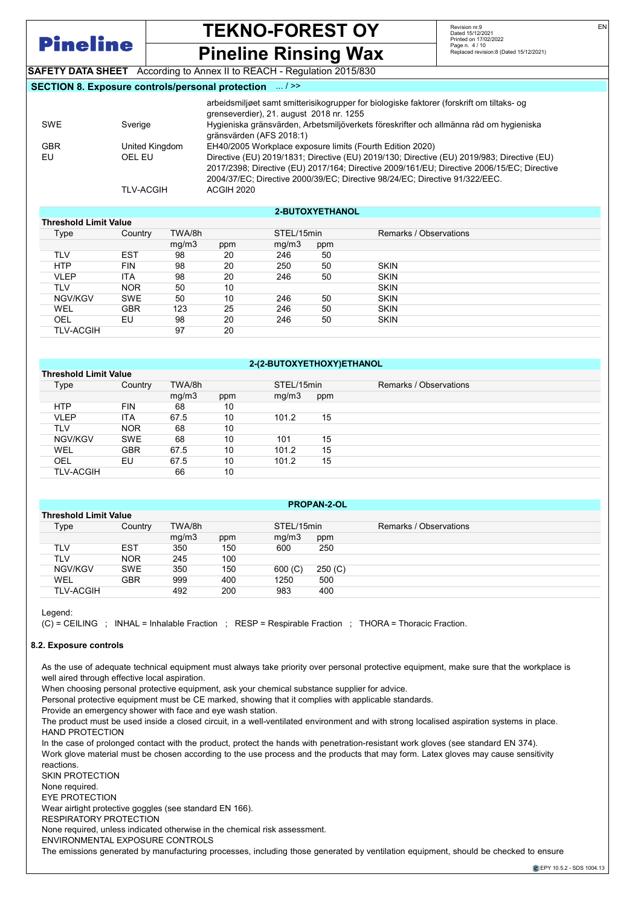## SECTION 8. Exposure controls/personal protection ... / >>

| | | |
|---|---|---|
| | | arbeidsmiljøet samt smitterisikogrupper for biologiske faktorer (forskrift om tiltaks- og grenseverdier), 21. august 2018 nr. 1255 |
| SWE | Sverige | Hygieniska gränsvärden, Arbetsmiljöverkets föreskrifter och allmänna råd om hygieniska gränsvärden (AFS 2018:1) |
| GBR | United Kingdom | EH40/2005 Workplace exposure limits (Fourth Edition 2020) |
| EU | OEL EU | Directive (EU) 2019/1831; Directive (EU) 2019/130; Directive (EU) 2019/983; Directive (EU) 2017/2398; Directive (EU) 2017/164; Directive 2009/161/EU; Directive 2006/15/EC; Directive 2004/37/EC; Directive 2000/39/EC; Directive 98/24/EC; Directive 91/322/EEC. |
| | TLV-ACGIH | ACGIH 2020 |

**2-BUTOXYETHANOL**

**Threshold Limit Value**

| Type | Country | TWA/8h | | STEL/15min | | Remarks / Observations |
|---|---|---|---|---|---|---|
| | | mg/m3 | ppm | mg/m3 | ppm | |
| TLV | EST | 98 | 20 | 246 | 50 | |
| HTP | FIN | 98 | 20 | 250 | 50 | SKIN |
| VLEP | ITA | 98 | 20 | 246 | 50 | SKIN |
| TLV | NOR | 50 | 10 | | | SKIN |
| NGV/KGV | SWE | 50 | 10 | 246 | 50 | SKIN |
| WEL | GBR | 123 | 25 | 246 | 50 | SKIN |
| OEL | EU | 98 | 20 | 246 | 50 | SKIN |
| TLV-ACGIH | | 97 | 20 | | | |

**2-(2-BUTOXYETHOXY)ETHANOL**

**Threshold Limit Value**

| Type | Country | TWA/8h | | STEL/15min | | Remarks / Observations |
|---|---|---|---|---|---|---|
| | | mg/m3 | ppm | mg/m3 | ppm | |
| HTP | FIN | 68 | 10 | | | |
| VLEP | ITA | 67.5 | 10 | 101.2 | 15 | |
| TLV | NOR | 68 | 10 | | | |
| NGV/KGV | SWE | 68 | 10 | 101 | 15 | |
| WEL | GBR | 67.5 | 10 | 101.2 | 15 | |
| OEL | EU | 67.5 | 10 | 101.2 | 15 | |
| TLV-ACGIH | | 66 | 10 | | | |

**PROPAN-2-OL**

**Threshold Limit Value**

| Type | Country | TWA/8h | | STEL/15min | | Remarks / Observations |
|---|---|---|---|---|---|---|
| | | mg/m3 | ppm | mg/m3 | ppm | |
| TLV | EST | 350 | 150 | 600 | 250 | |
| TLV | NOR | 245 | 100 | | | |
| NGV/KGV | SWE | 350 | 150 | 600 (C) | 250 (C) | |
| WEL | GBR | 999 | 400 | 1250 | 500 | |
| TLV-ACGIH | | 492 | 200 | 983 | 400 | |

Legend:
(C) = CEILING ; INHAL = Inhalable Fraction ; RESP = Respirable Fraction ; THORA = Thoracic Fraction.

### 8.2. Exposure controls

As the use of adequate technical equipment must always take priority over personal protective equipment, make sure that the workplace is well aired through effective local aspiration.
When choosing personal protective equipment, ask your chemical substance supplier for advice.
Personal protective equipment must be CE marked, showing that it complies with applicable standards.
Provide an emergency shower with face and eye wash station.
The product must be used inside a closed circuit, in a well-ventilated environment and with strong localised aspiration systems in place.
HAND PROTECTION
In the case of prolonged contact with the product, protect the hands with penetration-resistant work gloves (see standard EN 374).
Work glove material must be chosen according to the use process and the products that may form. Latex gloves may cause sensitivity reactions.
SKIN PROTECTION
None required.
EYE PROTECTION
Wear airtight protective goggles (see standard EN 166).
RESPIRATORY PROTECTION
None required, unless indicated otherwise in the chemical risk assessment.
ENVIRONMENTAL EXPOSURE CONTROLS
The emissions generated by manufacturing processes, including those generated by ventilation equipment, should be checked to ensure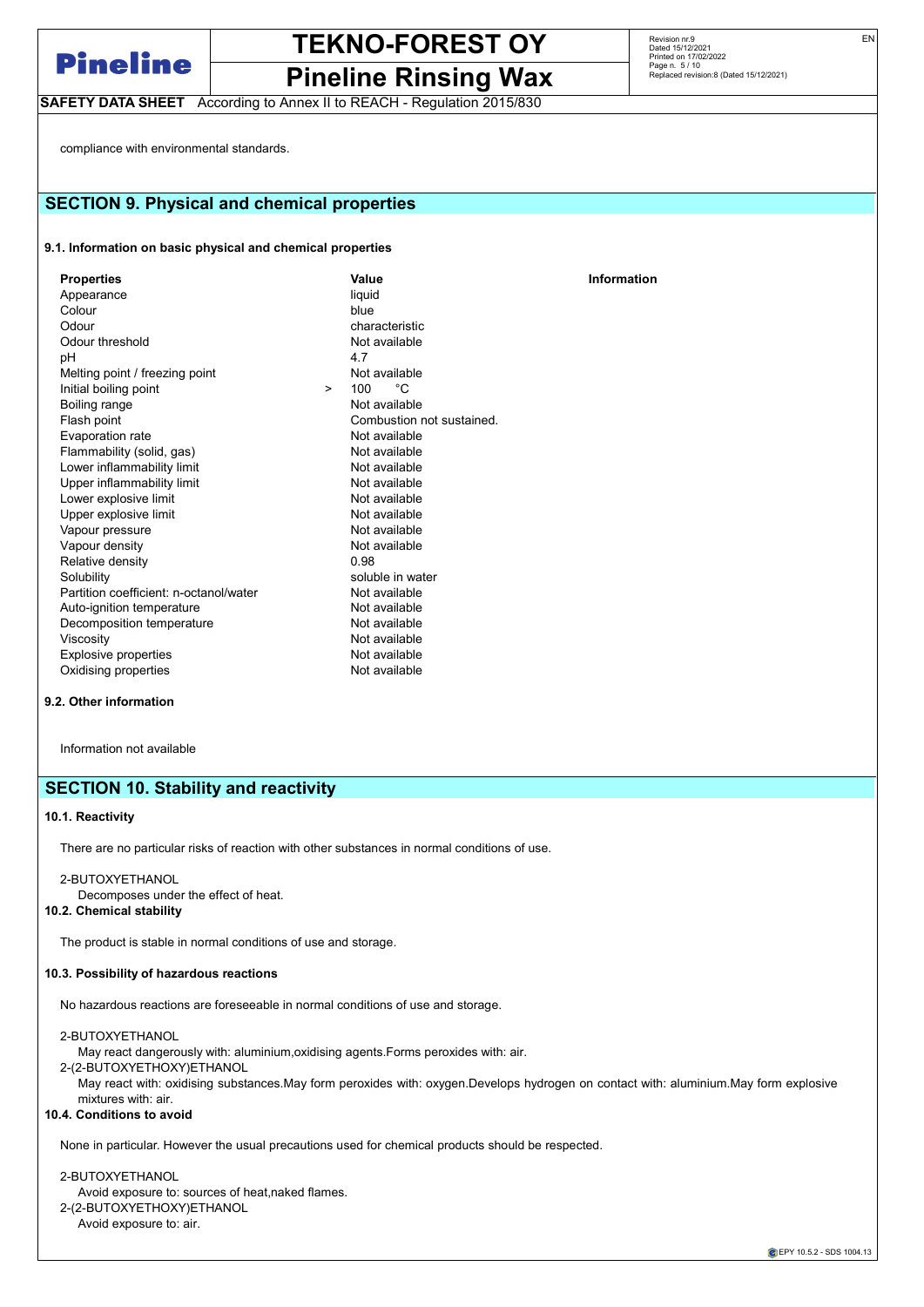compliance with environmental standards.

## SECTION 9. Physical and chemical properties

### 9.1. Information on basic physical and chemical properties

| Properties | Value | Information |
|---|---|---|
| Appearance | liquid | |
| Colour | blue | |
| Odour | characteristic | |
| Odour threshold | Not available | |
| pH | 4.7 | |
| Melting point / freezing point | Not available | |
| Initial boiling point | > 100 °C | |
| Boiling range | Not available | |
| Flash point | Combustion not sustained. | |
| Evaporation rate | Not available | |
| Flammability (solid, gas) | Not available | |
| Lower inflammability limit | Not available | |
| Upper inflammability limit | Not available | |
| Lower explosive limit | Not available | |
| Upper explosive limit | Not available | |
| Vapour pressure | Not available | |
| Vapour density | Not available | |
| Relative density | 0.98 | |
| Solubility | soluble in water | |
| Partition coefficient: n-octanol/water | Not available | |
| Auto-ignition temperature | Not available | |
| Decomposition temperature | Not available | |
| Viscosity | Not available | |
| Explosive properties | Not available | |
| Oxidising properties | Not available | |

### 9.2. Other information

Information not available

## SECTION 10. Stability and reactivity

### 10.1. Reactivity

There are no particular risks of reaction with other substances in normal conditions of use.

2-BUTOXYETHANOL
Decomposes under the effect of heat.

### 10.2. Chemical stability

The product is stable in normal conditions of use and storage.

### 10.3. Possibility of hazardous reactions

No hazardous reactions are foreseeable in normal conditions of use and storage.

2-BUTOXYETHANOL
May react dangerously with: aluminium,oxidising agents.Forms peroxides with: air.
2-(2-BUTOXYETHOXY)ETHANOL
May react with: oxidising substances.May form peroxides with: oxygen.Develops hydrogen on contact with: aluminium.May form explosive mixtures with: air.

### 10.4. Conditions to avoid

None in particular. However the usual precautions used for chemical products should be respected.

2-BUTOXYETHANOL
Avoid exposure to: sources of heat,naked flames.
2-(2-BUTOXYETHOXY)ETHANOL
Avoid exposure to: air.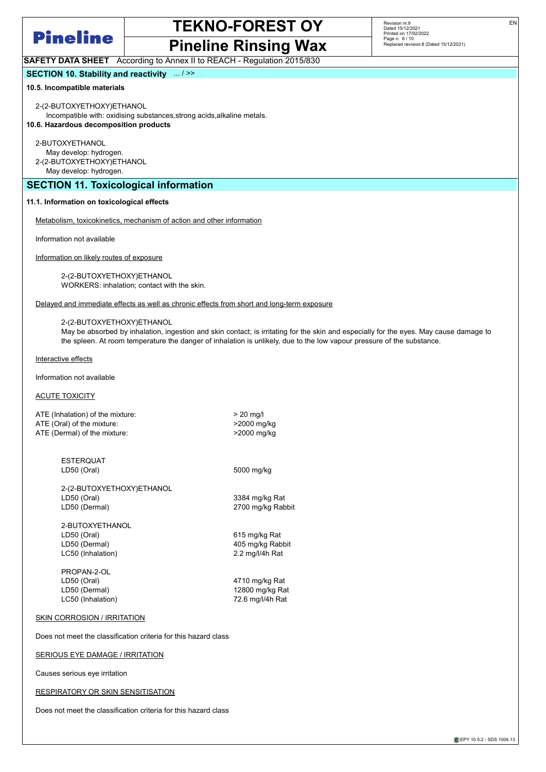**SECTION 10. Stability and reactivity** ... / >>

**10.5. Incompatible materials**

2-(2-BUTOXYETHOXY)ETHANOL
Incompatible with: oxidising substances,strong acids,alkaline metals.

**10.6. Hazardous decomposition products**

2-BUTOXYETHANOL
May develop: hydrogen.
2-(2-BUTOXYETHOXY)ETHANOL
May develop: hydrogen.

## SECTION 11. Toxicological information

**11.1. Information on toxicological effects**

Metabolism, toxicokinetics, mechanism of action and other information

Information not available

Information on likely routes of exposure

2-(2-BUTOXYETHOXY)ETHANOL
WORKERS: inhalation; contact with the skin.

Delayed and immediate effects as well as chronic effects from short and long-term exposure

2-(2-BUTOXYETHOXY)ETHANOL
May be absorbed by inhalation, ingestion and skin contact; is irritating for the skin and especially for the eyes. May cause damage to the spleen. At room temperature the danger of inhalation is unlikely, due to the low vapour pressure of the substance.

Interactive effects

Information not available

ACUTE TOXICITY

| | |
|---|---|
| ATE (Inhalation) of the mixture: | > 20 mg/l |
| ATE (Oral) of the mixture: | >2000 mg/kg |
| ATE (Dermal) of the mixture: | >2000 mg/kg |

| | |
|---|---|
| ESTERQUAT | |
| LD50 (Oral) | 5000 mg/kg |
| 2-(2-BUTOXYETHOXY)ETHANOL | |
| LD50 (Oral) | 3384 mg/kg Rat |
| LD50 (Dermal) | 2700 mg/kg Rabbit |
| 2-BUTOXYETHANOL | |
| LD50 (Oral) | 615 mg/kg Rat |
| LD50 (Dermal) | 405 mg/kg Rabbit |
| LC50 (Inhalation) | 2.2 mg/l/4h Rat |
| PROPAN-2-OL | |
| LD50 (Oral) | 4710 mg/kg Rat |
| LD50 (Dermal) | 12800 mg/kg Rat |
| LC50 (Inhalation) | 72.6 mg/l/4h Rat |

SKIN CORROSION / IRRITATION

Does not meet the classification criteria for this hazard class

SERIOUS EYE DAMAGE / IRRITATION

Causes serious eye irritation

RESPIRATORY OR SKIN SENSITISATION

Does not meet the classification criteria for this hazard class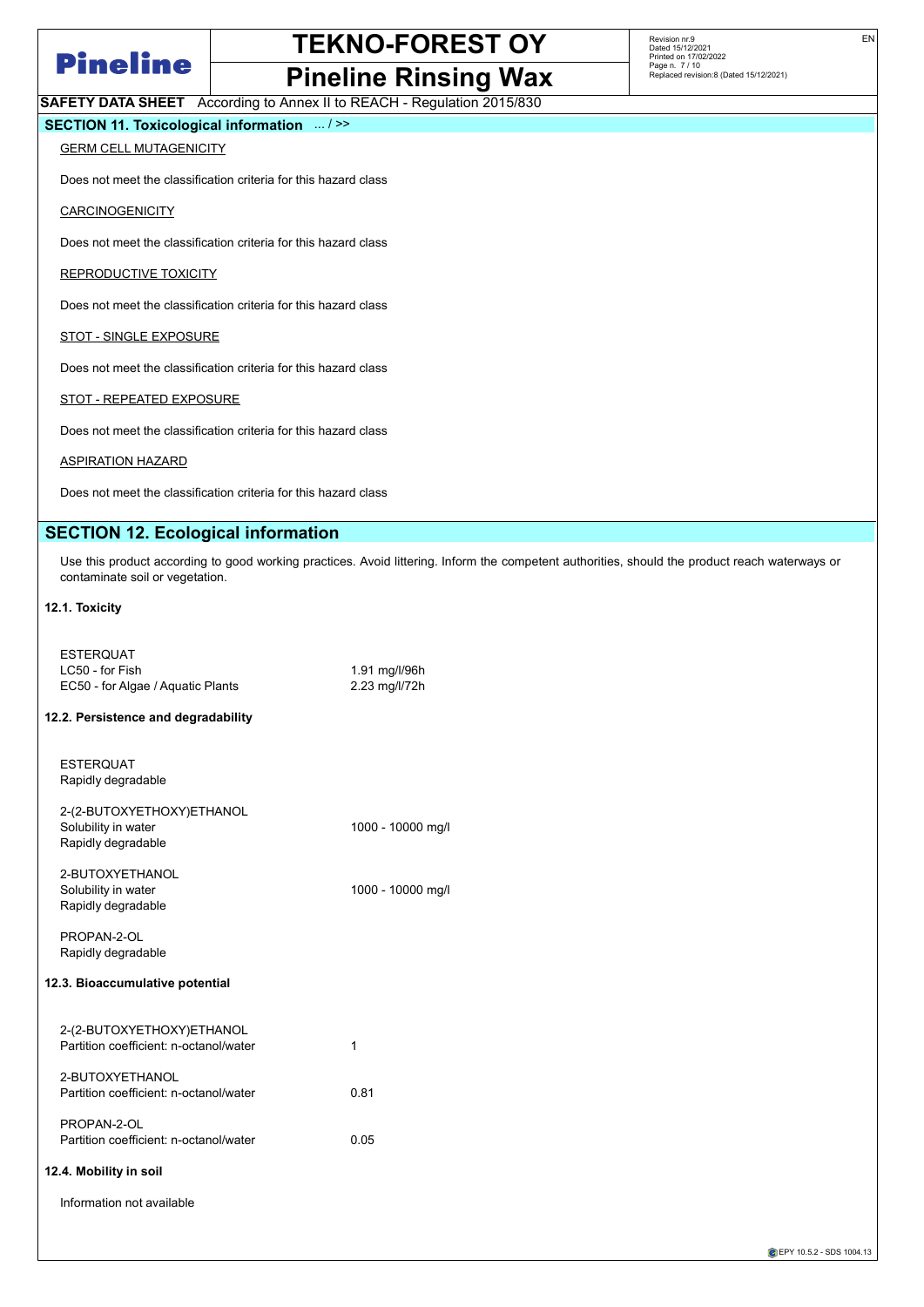**SAFETY DATA SHEET** According to Annex II to REACH - Regulation 2015/830

## SECTION 11. Toxicological information ... / >>

GERM CELL MUTAGENICITY

Does not meet the classification criteria for this hazard class

CARCINOGENICITY

Does not meet the classification criteria for this hazard class

REPRODUCTIVE TOXICITY

Does not meet the classification criteria for this hazard class

STOT - SINGLE EXPOSURE

Does not meet the classification criteria for this hazard class

STOT - REPEATED EXPOSURE

Does not meet the classification criteria for this hazard class

ASPIRATION HAZARD

Does not meet the classification criteria for this hazard class

## SECTION 12. Ecological information

Use this product according to good working practices. Avoid littering. Inform the competent authorities, should the product reach waterways or contaminate soil or vegetation.

### 12.1. Toxicity

| ESTERQUAT | |
|---|---|
| LC50 - for Fish | 1.91 mg/l/96h |
| EC50 - for Algae / Aquatic Plants | 2.23 mg/l/72h |

### 12.2. Persistence and degradability

ESTERQUAT
Rapidly degradable

| 2-(2-BUTOXYETHOXY)ETHANOL | |
|---|---|
| Solubility in water | 1000 - 10000 mg/l |
| Rapidly degradable | |

| 2-BUTOXYETHANOL | |
|---|---|
| Solubility in water | 1000 - 10000 mg/l |
| Rapidly degradable | |

PROPAN-2-OL
Rapidly degradable

### 12.3. Bioaccumulative potential

| 2-(2-BUTOXYETHOXY)ETHANOL | |
|---|---|
| Partition coefficient: n-octanol/water | 1 |

| 2-BUTOXYETHANOL | |
|---|---|
| Partition coefficient: n-octanol/water | 0.81 |

| PROPAN-2-OL | |
|---|---|
| Partition coefficient: n-octanol/water | 0.05 |

### 12.4. Mobility in soil

Information not available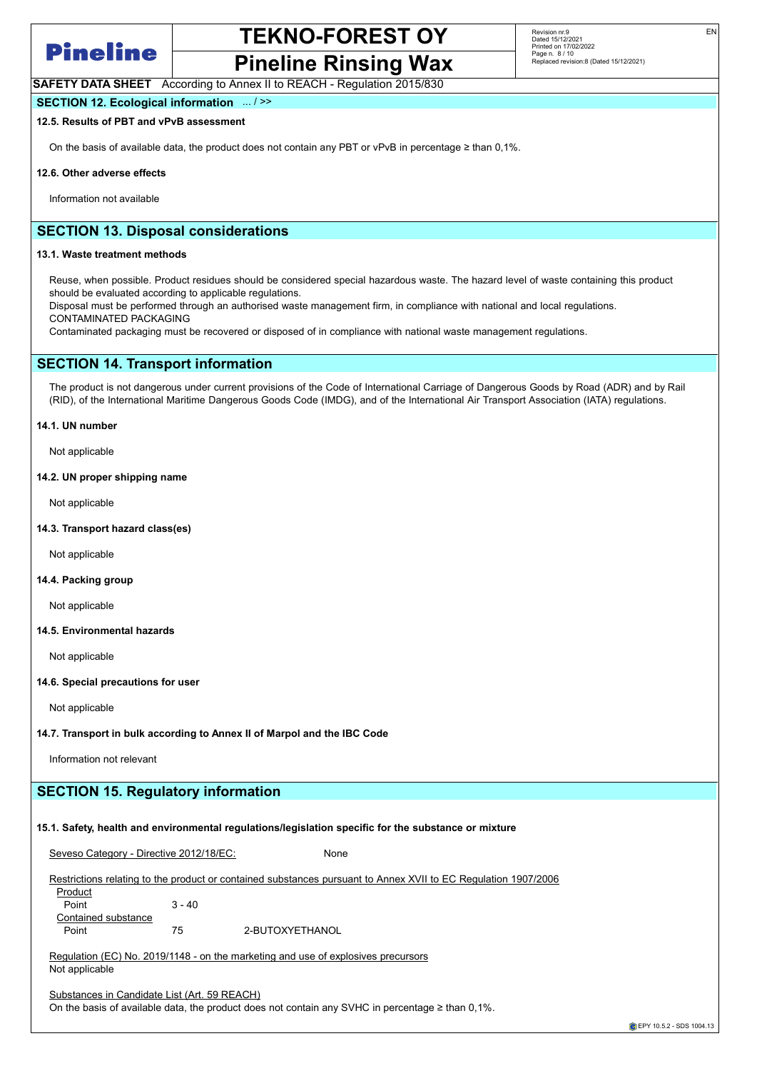**SECTION 12. Ecological information** ... / >>

**12.5. Results of PBT and vPvB assessment**

On the basis of available data, the product does not contain any PBT or vPvB in percentage ≥ than 0,1%.

**12.6. Other adverse effects**

Information not available

## SECTION 13. Disposal considerations

**13.1. Waste treatment methods**

Reuse, when possible. Product residues should be considered special hazardous waste. The hazard level of waste containing this product should be evaluated according to applicable regulations.
Disposal must be performed through an authorised waste management firm, in compliance with national and local regulations.
CONTAMINATED PACKAGING
Contaminated packaging must be recovered or disposed of in compliance with national waste management regulations.

## SECTION 14. Transport information

The product is not dangerous under current provisions of the Code of International Carriage of Dangerous Goods by Road (ADR) and by Rail (RID), of the International Maritime Dangerous Goods Code (IMDG), and of the International Air Transport Association (IATA) regulations.

**14.1. UN number**

Not applicable

**14.2. UN proper shipping name**

Not applicable

**14.3. Transport hazard class(es)**

Not applicable

**14.4. Packing group**

Not applicable

**14.5. Environmental hazards**

Not applicable

**14.6. Special precautions for user**

Not applicable

**14.7. Transport in bulk according to Annex II of Marpol and the IBC Code**

Information not relevant

## SECTION 15. Regulatory information

**15.1. Safety, health and environmental regulations/legislation specific for the substance or mixture**

Seveso Category - Directive 2012/18/EC: None

Restrictions relating to the product or contained substances pursuant to Annex XVII to EC Regulation 1907/2006

Product
Point 3 - 40

Contained substance
Point 75 2-BUTOXYETHANOL

Regulation (EC) No. 2019/1148 - on the marketing and use of explosives precursors
Not applicable

Substances in Candidate List (Art. 59 REACH)
On the basis of available data, the product does not contain any SVHC in percentage ≥ than 0,1%.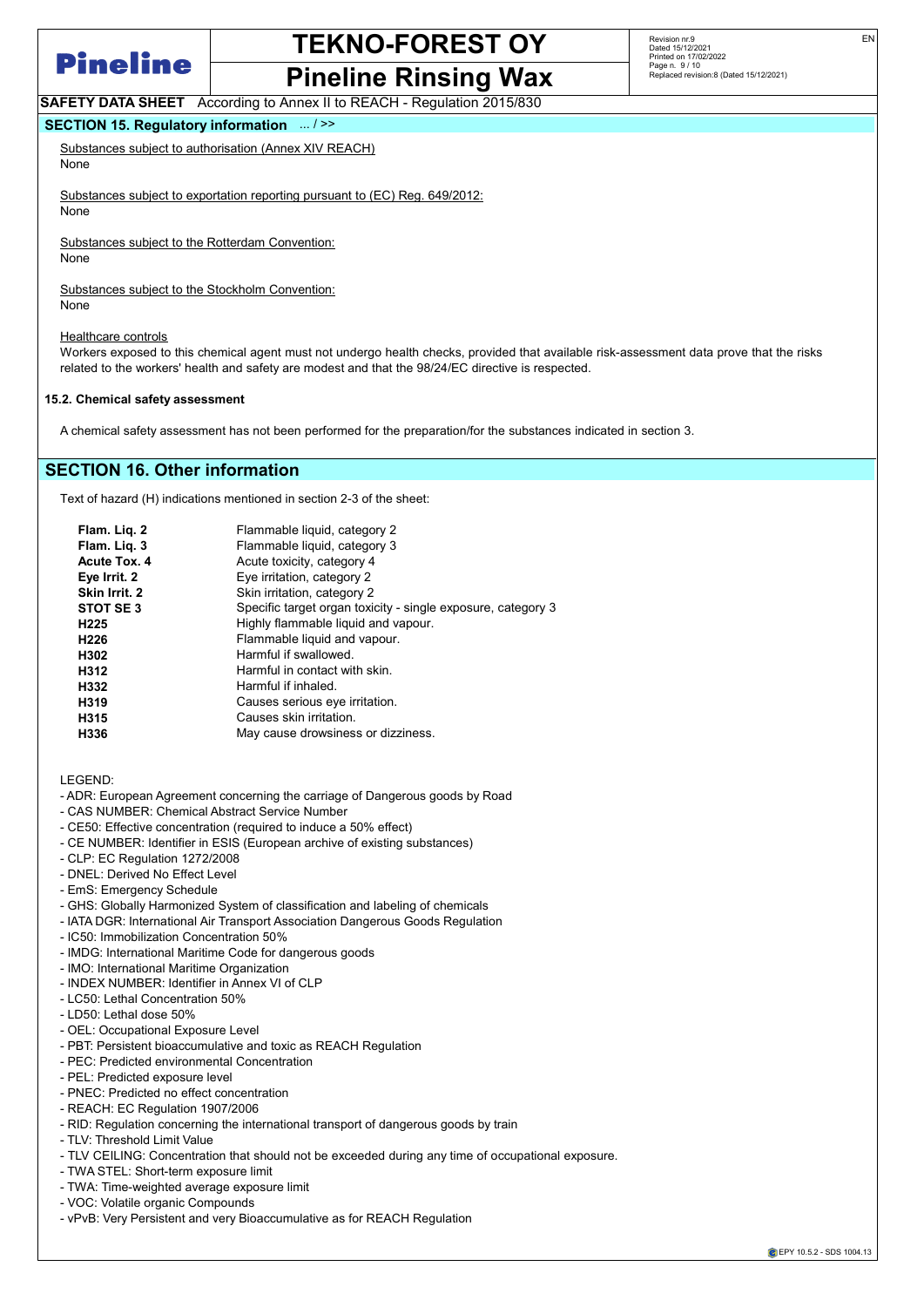## SECTION 15. Regulatory information ... / >>

Substances subject to authorisation (Annex XIV REACH)
None

Substances subject to exportation reporting pursuant to (EC) Reg. 649/2012:
None

Substances subject to the Rotterdam Convention:
None

Substances subject to the Stockholm Convention:
None

Healthcare controls
Workers exposed to this chemical agent must not undergo health checks, provided that available risk-assessment data prove that the risks related to the workers' health and safety are modest and that the 98/24/EC directive is respected.

### 15.2. Chemical safety assessment

A chemical safety assessment has not been performed for the preparation/for the substances indicated in section 3.

## SECTION 16. Other information

Text of hazard (H) indications mentioned in section 2-3 of the sheet:

| | |
|---|---|
| **Flam. Liq. 2** | Flammable liquid, category 2 |
| **Flam. Liq. 3** | Flammable liquid, category 3 |
| **Acute Tox. 4** | Acute toxicity, category 4 |
| **Eye Irrit. 2** | Eye irritation, category 2 |
| **Skin Irrit. 2** | Skin irritation, category 2 |
| **STOT SE 3** | Specific target organ toxicity - single exposure, category 3 |
| **H225** | Highly flammable liquid and vapour. |
| **H226** | Flammable liquid and vapour. |
| **H302** | Harmful if swallowed. |
| **H312** | Harmful in contact with skin. |
| **H332** | Harmful if inhaled. |
| **H319** | Causes serious eye irritation. |
| **H315** | Causes skin irritation. |
| **H336** | May cause drowsiness or dizziness. |

LEGEND:
- ADR: European Agreement concerning the carriage of Dangerous goods by Road
- CAS NUMBER: Chemical Abstract Service Number
- CE50: Effective concentration (required to induce a 50% effect)
- CE NUMBER: Identifier in ESIS (European archive of existing substances)
- CLP: EC Regulation 1272/2008
- DNEL: Derived No Effect Level
- EmS: Emergency Schedule
- GHS: Globally Harmonized System of classification and labeling of chemicals
- IATA DGR: International Air Transport Association Dangerous Goods Regulation
- IC50: Immobilization Concentration 50%
- IMDG: International Maritime Code for dangerous goods
- IMO: International Maritime Organization
- INDEX NUMBER: Identifier in Annex VI of CLP
- LC50: Lethal Concentration 50%
- LD50: Lethal dose 50%
- OEL: Occupational Exposure Level
- PBT: Persistent bioaccumulative and toxic as REACH Regulation
- PEC: Predicted environmental Concentration
- PEL: Predicted exposure level
- PNEC: Predicted no effect concentration
- REACH: EC Regulation 1907/2006
- RID: Regulation concerning the international transport of dangerous goods by train
- TLV: Threshold Limit Value
- TLV CEILING: Concentration that should not be exceeded during any time of occupational exposure.
- TWA STEL: Short-term exposure limit
- TWA: Time-weighted average exposure limit
- VOC: Volatile organic Compounds
- vPvB: Very Persistent and very Bioaccumulative as for REACH Regulation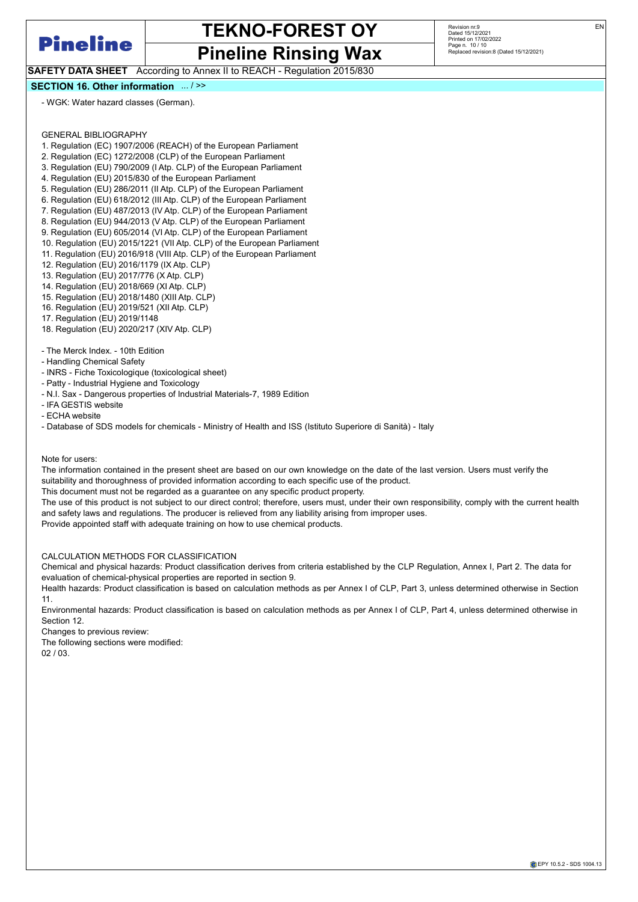## SECTION 16. Other information ... / >>

- WGK: Water hazard classes (German).

GENERAL BIBLIOGRAPHY

1. Regulation (EC) 1907/2006 (REACH) of the European Parliament
2. Regulation (EC) 1272/2008 (CLP) of the European Parliament
3. Regulation (EU) 790/2009 (I Atp. CLP) of the European Parliament
4. Regulation (EU) 2015/830 of the European Parliament
5. Regulation (EU) 286/2011 (II Atp. CLP) of the European Parliament
6. Regulation (EU) 618/2012 (III Atp. CLP) of the European Parliament
7. Regulation (EU) 487/2013 (IV Atp. CLP) of the European Parliament
8. Regulation (EU) 944/2013 (V Atp. CLP) of the European Parliament
9. Regulation (EU) 605/2014 (VI Atp. CLP) of the European Parliament
10. Regulation (EU) 2015/1221 (VII Atp. CLP) of the European Parliament
11. Regulation (EU) 2016/918 (VIII Atp. CLP) of the European Parliament
12. Regulation (EU) 2016/1179 (IX Atp. CLP)
13. Regulation (EU) 2017/776 (X Atp. CLP)
14. Regulation (EU) 2018/669 (XI Atp. CLP)
15. Regulation (EU) 2018/1480 (XIII Atp. CLP)
16. Regulation (EU) 2019/521 (XII Atp. CLP)
17. Regulation (EU) 2019/1148
18. Regulation (EU) 2020/217 (XIV Atp. CLP)

- The Merck Index. - 10th Edition
- Handling Chemical Safety
- INRS - Fiche Toxicologique (toxicological sheet)
- Patty - Industrial Hygiene and Toxicology
- N.I. Sax - Dangerous properties of Industrial Materials-7, 1989 Edition
- IFA GESTIS website
- ECHA website
- Database of SDS models for chemicals - Ministry of Health and ISS (Istituto Superiore di Sanità) - Italy

Note for users:

The information contained in the present sheet are based on our own knowledge on the date of the last version. Users must verify the suitability and thoroughness of provided information according to each specific use of the product.

This document must not be regarded as a guarantee on any specific product property.

The use of this product is not subject to our direct control; therefore, users must, under their own responsibility, comply with the current health and safety laws and regulations. The producer is relieved from any liability arising from improper uses.

Provide appointed staff with adequate training on how to use chemical products.

CALCULATION METHODS FOR CLASSIFICATION

Chemical and physical hazards: Product classification derives from criteria established by the CLP Regulation, Annex I, Part 2. The data for evaluation of chemical-physical properties are reported in section 9.

Health hazards: Product classification is based on calculation methods as per Annex I of CLP, Part 3, unless determined otherwise in Section 11.

Environmental hazards: Product classification is based on calculation methods as per Annex I of CLP, Part 4, unless determined otherwise in Section 12.

Changes to previous review:

The following sections were modified:

02 / 03.